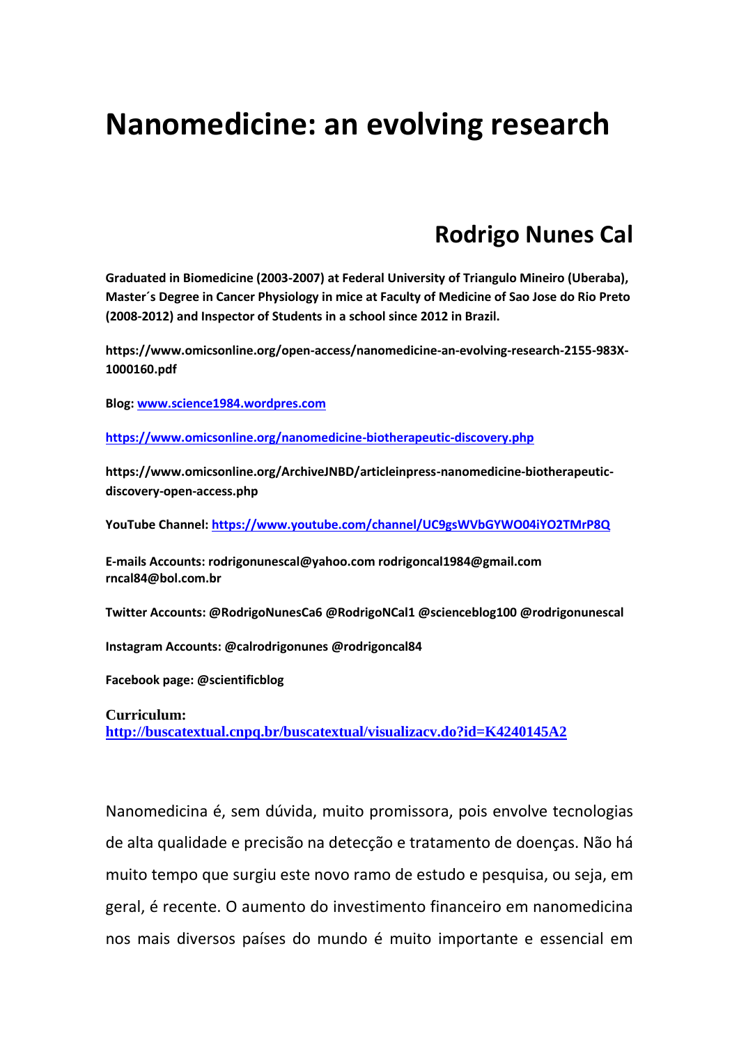# Nanomedicine: an evolving research

## Rodrigo Nunes Cal

**Graduated in Biomedicine (2003-2007) at Federal University of Triangulo Mineiro (Uberaba), Master´s Degree in Cancer Physiology in mice at Faculty of Medicine of Sao Jose do Rio Preto (2008-2012) and Inspector of Students in a school since 2012 in Brazil.**

**https://www.omicsonline.org/open-access/nanomedicine-an-evolving-research-2155-983X-1000160.pdf**

**Blog: [www.science1984.wordpres.com](www.science1984.wordpres.com)**

**[https://www.omicsonline.org/nanomedicine-biotherapeutic-discovery.php](https://www.omicsonline.org/nanomedicine-biotherapeutic-discovery.php)**

**https://www.omicsonline.org/ArchiveJNBD/articleinpress-nanomedicine-biotherapeutic-discovery-open-access.php**

**YouTube Channel: [https://www.youtube.com/channel/UC9gsWVbGYWO04iYO2TMrP8Q](https://www.youtube.com/channel/UC9gsWVbGYWO04iYO2TMrP8Q)**

**E-mails Accounts: rodrigonunescal@yahoo.com rodrigoncal1984@gmail.com rncal84@bol.com.br**

**Twitter Accounts: @RodrigoNunesCa6 @RodrigoNCal1 @scienceblog100 @rodrigonunescal**

**Instagram Accounts: @calrodrigonunes @rodrigoncal84**

**Facebook page: @scientificblog**

**Curriculum:**
**[http://buscatextual.cnpq.br/buscatextual/visualizacv.do?id=K4240145A2](http://buscatextual.cnpq.br/buscatextual/visualizacv.do?id=K4240145A2)**

Nanomedicina é, sem dúvida, muito promissora, pois envolve tecnologias de alta qualidade e precisão na detecção e tratamento de doenças. Não há muito tempo que surgiu este novo ramo de estudo e pesquisa, ou seja, em geral, é recente. O aumento do investimento financeiro em nanomedicina nos mais diversos países do mundo é muito importante e essencial em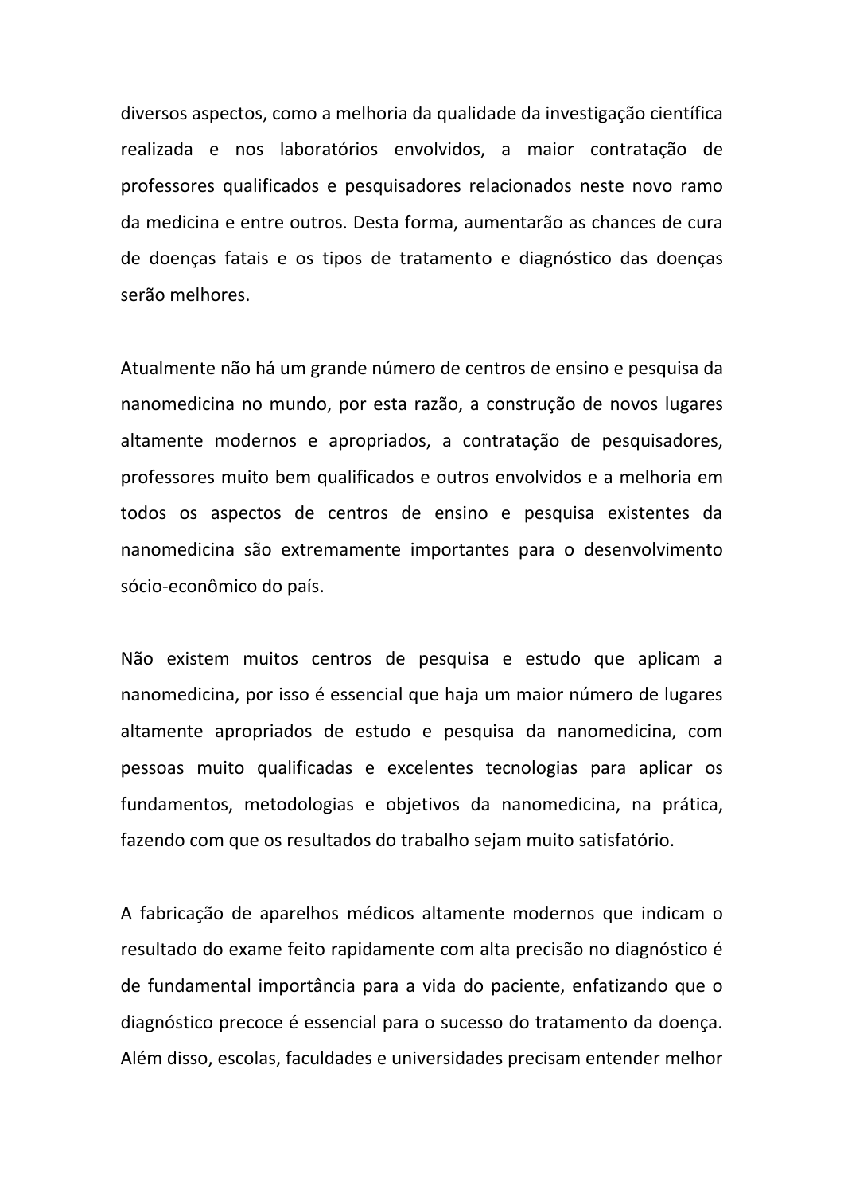diversos aspectos, como a melhoria da qualidade da investigação científica realizada e nos laboratórios envolvidos, a maior contratação de professores qualificados e pesquisadores relacionados neste novo ramo da medicina e entre outros. Desta forma, aumentarão as chances de cura de doenças fatais e os tipos de tratamento e diagnóstico das doenças serão melhores.

Atualmente não há um grande número de centros de ensino e pesquisa da nanomedicina no mundo, por esta razão, a construção de novos lugares altamente modernos e apropriados, a contratação de pesquisadores, professores muito bem qualificados e outros envolvidos e a melhoria em todos os aspectos de centros de ensino e pesquisa existentes da nanomedicina são extremamente importantes para o desenvolvimento sócio-econômico do país.

Não existem muitos centros de pesquisa e estudo que aplicam a nanomedicina, por isso é essencial que haja um maior número de lugares altamente apropriados de estudo e pesquisa da nanomedicina, com pessoas muito qualificadas e excelentes tecnologias para aplicar os fundamentos, metodologias e objetivos da nanomedicina, na prática, fazendo com que os resultados do trabalho sejam muito satisfatório.

A fabricação de aparelhos médicos altamente modernos que indicam o resultado do exame feito rapidamente com alta precisão no diagnóstico é de fundamental importância para a vida do paciente, enfatizando que o diagnóstico precoce é essencial para o sucesso do tratamento da doença. Além disso, escolas, faculdades e universidades precisam entender melhor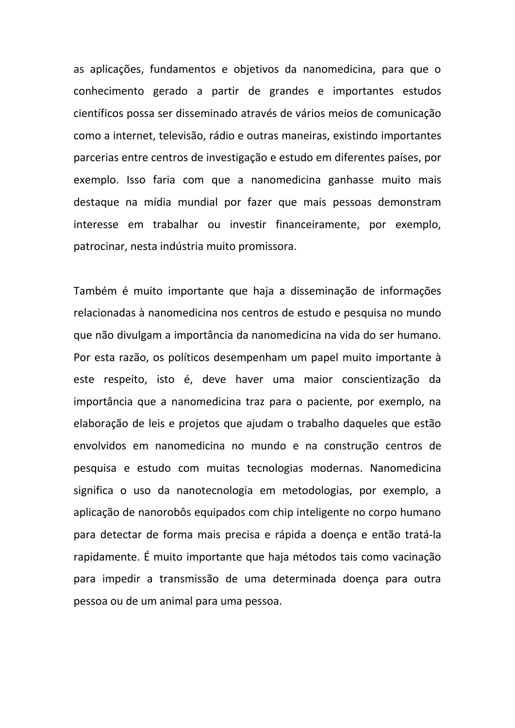as aplicações, fundamentos e objetivos da nanomedicina, para que o conhecimento gerado a partir de grandes e importantes estudos científicos possa ser disseminado através de vários meios de comunicação como a internet, televisão, rádio e outras maneiras, existindo importantes parcerias entre centros de investigação e estudo em diferentes países, por exemplo. Isso faria com que a nanomedicina ganhasse muito mais destaque na mídia mundial por fazer que mais pessoas demonstram interesse em trabalhar ou investir financeiramente, por exemplo, patrocinar, nesta indústria muito promissora.

Também é muito importante que haja a disseminação de informações relacionadas à nanomedicina nos centros de estudo e pesquisa no mundo que não divulgam a importância da nanomedicina na vida do ser humano. Por esta razão, os políticos desempenham um papel muito importante à este respeito, isto é, deve haver uma maior conscientização da importância que a nanomedicina traz para o paciente, por exemplo, na elaboração de leis e projetos que ajudam o trabalho daqueles que estão envolvidos em nanomedicina no mundo e na construção centros de pesquisa e estudo com muitas tecnologias modernas. Nanomedicina significa o uso da nanotecnologia em metodologias, por exemplo, a aplicação de nanorobôs equipados com chip inteligente no corpo humano para detectar de forma mais precisa e rápida a doença e então tratá-la rapidamente. É muito importante que haja métodos tais como vacinação para impedir a transmissão de uma determinada doença para outra pessoa ou de um animal para uma pessoa.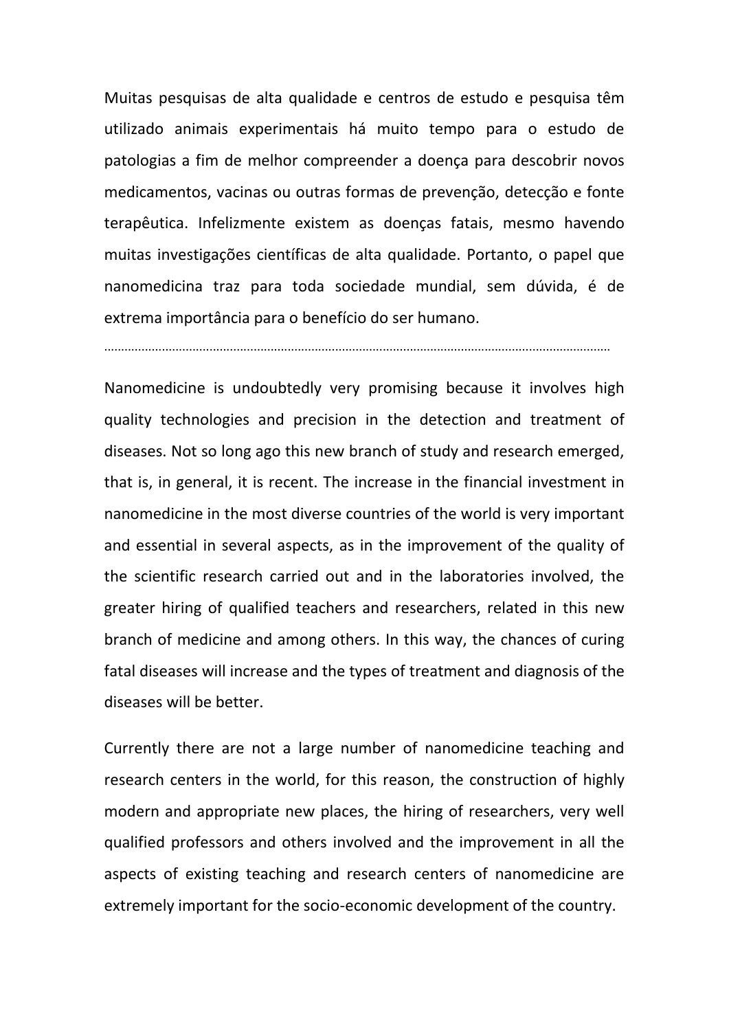Muitas pesquisas de alta qualidade e centros de estudo e pesquisa têm utilizado animais experimentais há muito tempo para o estudo de patologias a fim de melhor compreender a doença para descobrir novos medicamentos, vacinas ou outras formas de prevenção, detecção e fonte terapêutica. Infelizmente existem as doenças fatais, mesmo havendo muitas investigações científicas de alta qualidade. Portanto, o papel que nanomedicina traz para toda sociedade mundial, sem dúvida, é de extrema importância para o benefício do ser humano.

………………………………………………………………………………………………………………………………

Nanomedicine is undoubtedly very promising because it involves high quality technologies and precision in the detection and treatment of diseases. Not so long ago this new branch of study and research emerged, that is, in general, it is recent. The increase in the financial investment in nanomedicine in the most diverse countries of the world is very important and essential in several aspects, as in the improvement of the quality of the scientific research carried out and in the laboratories involved, the greater hiring of qualified teachers and researchers, related in this new branch of medicine and among others. In this way, the chances of curing fatal diseases will increase and the types of treatment and diagnosis of the diseases will be better.

Currently there are not a large number of nanomedicine teaching and research centers in the world, for this reason, the construction of highly modern and appropriate new places, the hiring of researchers, very well qualified professors and others involved and the improvement in all the aspects of existing teaching and research centers of nanomedicine are extremely important for the socio-economic development of the country.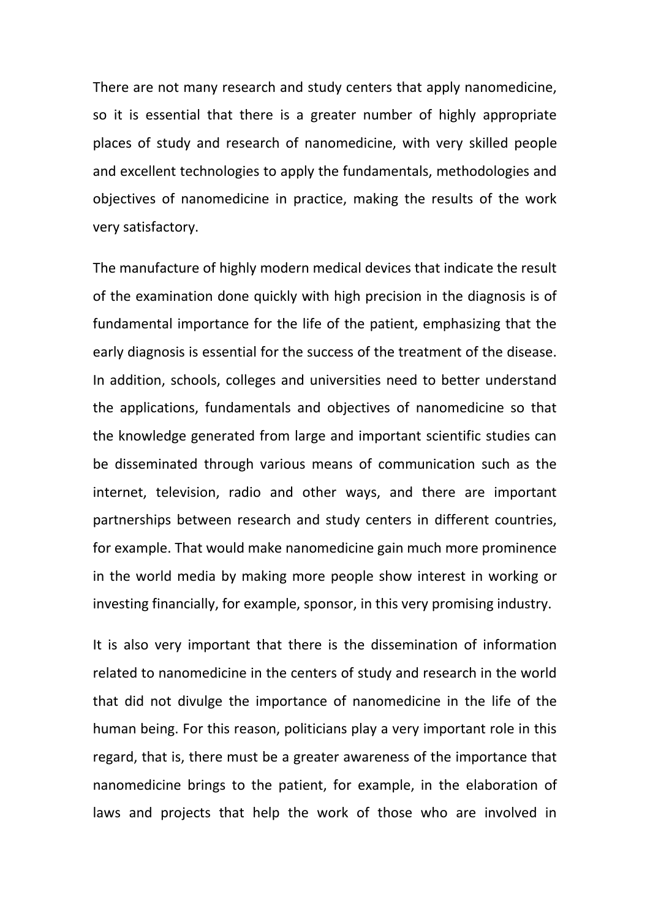There are not many research and study centers that apply nanomedicine, so it is essential that there is a greater number of highly appropriate places of study and research of nanomedicine, with very skilled people and excellent technologies to apply the fundamentals, methodologies and objectives of nanomedicine in practice, making the results of the work very satisfactory.

The manufacture of highly modern medical devices that indicate the result of the examination done quickly with high precision in the diagnosis is of fundamental importance for the life of the patient, emphasizing that the early diagnosis is essential for the success of the treatment of the disease. In addition, schools, colleges and universities need to better understand the applications, fundamentals and objectives of nanomedicine so that the knowledge generated from large and important scientific studies can be disseminated through various means of communication such as the internet, television, radio and other ways, and there are important partnerships between research and study centers in different countries, for example. That would make nanomedicine gain much more prominence in the world media by making more people show interest in working or investing financially, for example, sponsor, in this very promising industry.

It is also very important that there is the dissemination of information related to nanomedicine in the centers of study and research in the world that did not divulge the importance of nanomedicine in the life of the human being. For this reason, politicians play a very important role in this regard, that is, there must be a greater awareness of the importance that nanomedicine brings to the patient, for example, in the elaboration of laws and projects that help the work of those who are involved in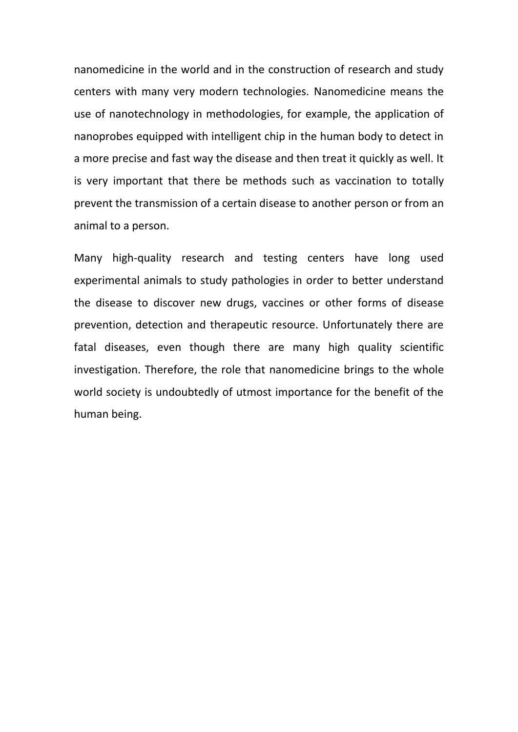nanomedicine in the world and in the construction of research and study centers with many very modern technologies. Nanomedicine means the use of nanotechnology in methodologies, for example, the application of nanoprobes equipped with intelligent chip in the human body to detect in a more precise and fast way the disease and then treat it quickly as well. It is very important that there be methods such as vaccination to totally prevent the transmission of a certain disease to another person or from an animal to a person.

Many high-quality research and testing centers have long used experimental animals to study pathologies in order to better understand the disease to discover new drugs, vaccines or other forms of disease prevention, detection and therapeutic resource. Unfortunately there are fatal diseases, even though there are many high quality scientific investigation. Therefore, the role that nanomedicine brings to the whole world society is undoubtedly of utmost importance for the benefit of the human being.